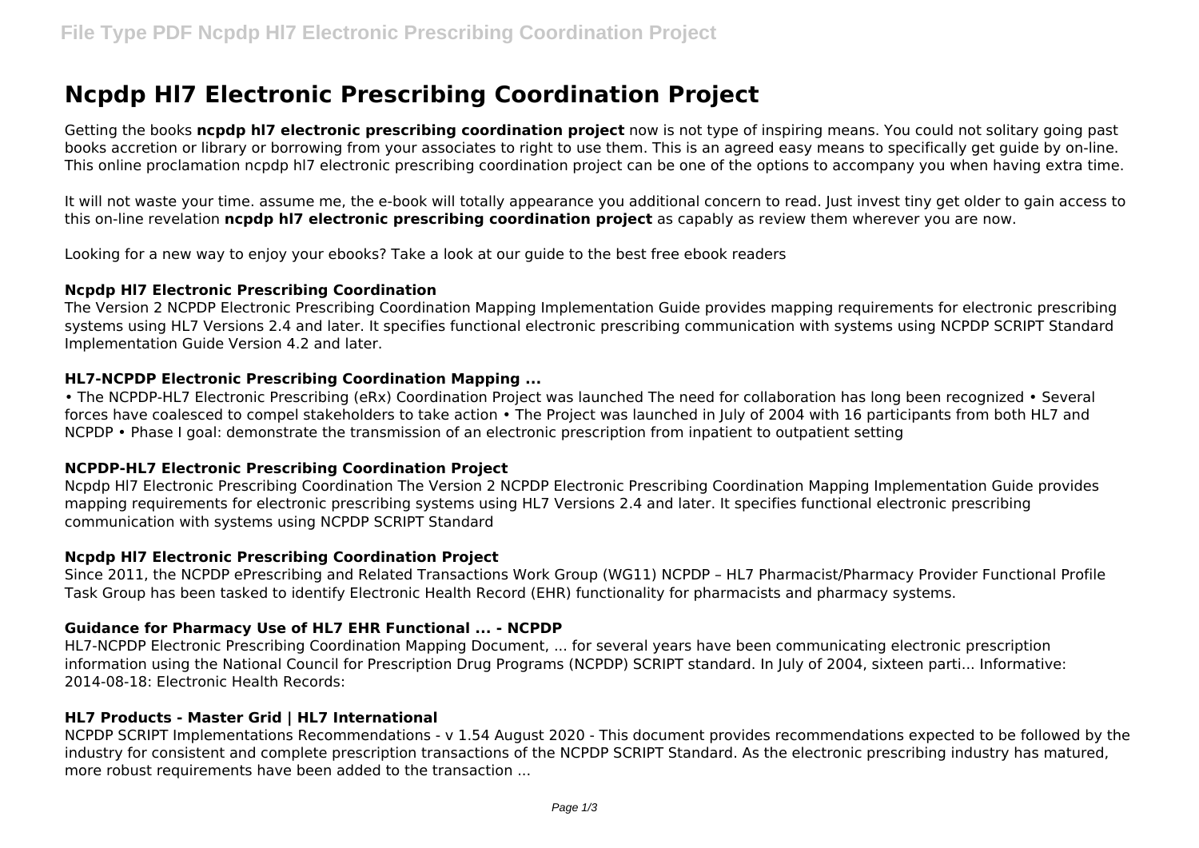# Ncpdp Hl7 Electronic Prescribing Coordination Project

Getting the books **ncpdp hl7 electronic prescribing coordination project** now is not type of inspiring means. You could not solitary going past books accretion or library or borrowing from your associates to right to use them. This is an agreed easy means to specifically get guide by on-line. This online proclamation ncpdp hl7 electronic prescribing coordination project can be one of the options to accompany you when having extra time.

It will not waste your time. assume me, the e-book will totally appearance you additional concern to read. Just invest tiny get older to gain access to this on-line revelation **ncpdp hl7 electronic prescribing coordination project** as capably as review them wherever you are now.

Looking for a new way to enjoy your ebooks? Take a look at our guide to the best free ebook readers

### Ncpdp Hl7 Electronic Prescribing Coordination

The Version 2 NCPDP Electronic Prescribing Coordination Mapping Implementation Guide provides mapping requirements for electronic prescribing systems using HL7 Versions 2.4 and later. It specifies functional electronic prescribing communication with systems using NCPDP SCRIPT Standard Implementation Guide Version 4.2 and later.

### HL7-NCPDP Electronic Prescribing Coordination Mapping ...

• The NCPDP-HL7 Electronic Prescribing (eRx) Coordination Project was launched The need for collaboration has long been recognized • Several forces have coalesced to compel stakeholders to take action • The Project was launched in July of 2004 with 16 participants from both HL7 and NCPDP • Phase I goal: demonstrate the transmission of an electronic prescription from inpatient to outpatient setting

### NCPDP-HL7 Electronic Prescribing Coordination Project

Ncpdp Hl7 Electronic Prescribing Coordination The Version 2 NCPDP Electronic Prescribing Coordination Mapping Implementation Guide provides mapping requirements for electronic prescribing systems using HL7 Versions 2.4 and later. It specifies functional electronic prescribing communication with systems using NCPDP SCRIPT Standard

### Ncpdp Hl7 Electronic Prescribing Coordination Project

Since 2011, the NCPDP ePrescribing and Related Transactions Work Group (WG11) NCPDP – HL7 Pharmacist/Pharmacy Provider Functional Profile Task Group has been tasked to identify Electronic Health Record (EHR) functionality for pharmacists and pharmacy systems.

### Guidance for Pharmacy Use of HL7 EHR Functional ... - NCPDP

HL7-NCPDP Electronic Prescribing Coordination Mapping Document, ... for several years have been communicating electronic prescription information using the National Council for Prescription Drug Programs (NCPDP) SCRIPT standard. In July of 2004, sixteen parti... Informative: 2014-08-18: Electronic Health Records:

### HL7 Products - Master Grid | HL7 International

NCPDP SCRIPT Implementations Recommendations - v 1.54 August 2020 - This document provides recommendations expected to be followed by the industry for consistent and complete prescription transactions of the NCPDP SCRIPT Standard. As the electronic prescribing industry has matured, more robust requirements have been added to the transaction ...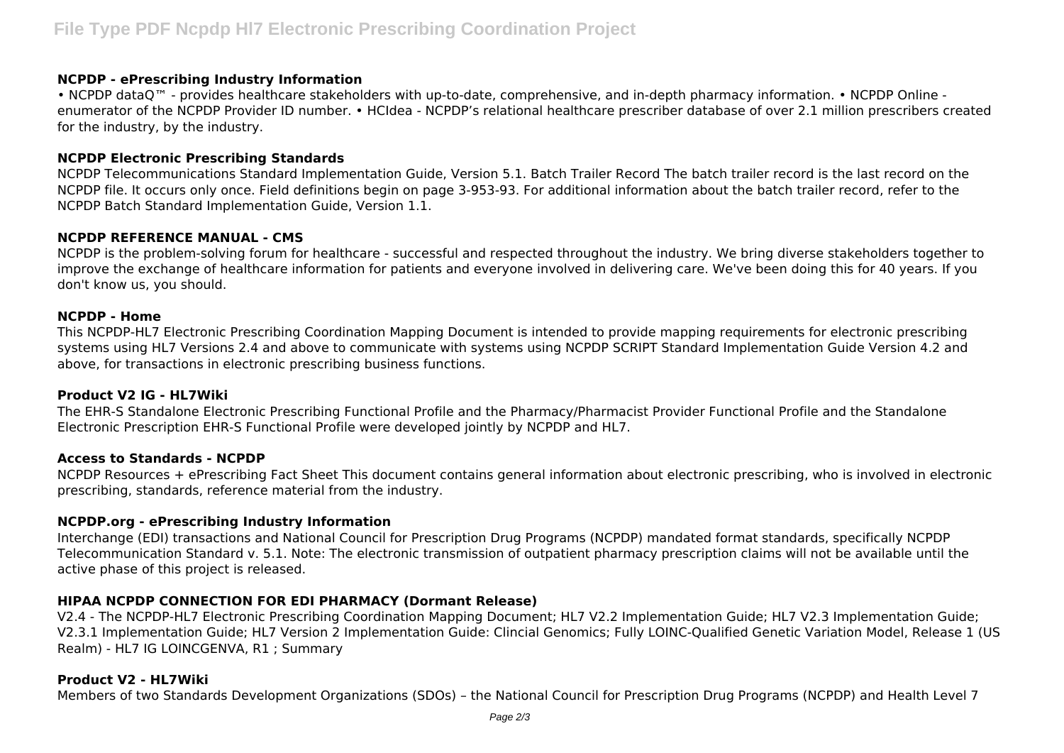### NCPDP - ePrescribing Industry Information

• NCPDP dataQ™ - provides healthcare stakeholders with up-to-date, comprehensive, and in-depth pharmacy information. • NCPDP Online - enumerator of the NCPDP Provider ID number. • HCIdea - NCPDP's relational healthcare prescriber database of over 2.1 million prescribers created for the industry, by the industry.

### NCPDP Electronic Prescribing Standards

NCPDP Telecommunications Standard Implementation Guide, Version 5.1. Batch Trailer Record The batch trailer record is the last record on the NCPDP file. It occurs only once. Field definitions begin on page 3-953-93. For additional information about the batch trailer record, refer to the NCPDP Batch Standard Implementation Guide, Version 1.1.

### NCPDP REFERENCE MANUAL - CMS

NCPDP is the problem-solving forum for healthcare - successful and respected throughout the industry. We bring diverse stakeholders together to improve the exchange of healthcare information for patients and everyone involved in delivering care. We've been doing this for 40 years. If you don't know us, you should.

### NCPDP - Home

This NCPDP-HL7 Electronic Prescribing Coordination Mapping Document is intended to provide mapping requirements for electronic prescribing systems using HL7 Versions 2.4 and above to communicate with systems using NCPDP SCRIPT Standard Implementation Guide Version 4.2 and above, for transactions in electronic prescribing business functions.

### Product V2 IG - HL7Wiki

The EHR-S Standalone Electronic Prescribing Functional Profile and the Pharmacy/Pharmacist Provider Functional Profile and the Standalone Electronic Prescription EHR-S Functional Profile were developed jointly by NCPDP and HL7.

### Access to Standards - NCPDP

NCPDP Resources + ePrescribing Fact Sheet This document contains general information about electronic prescribing, who is involved in electronic prescribing, standards, reference material from the industry.

### NCPDP.org - ePrescribing Industry Information

Interchange (EDI) transactions and National Council for Prescription Drug Programs (NCPDP) mandated format standards, specifically NCPDP Telecommunication Standard v. 5.1. Note: The electronic transmission of outpatient pharmacy prescription claims will not be available until the active phase of this project is released.

### HIPAA NCPDP CONNECTION FOR EDI PHARMACY (Dormant Release)

V2.4 - The NCPDP-HL7 Electronic Prescribing Coordination Mapping Document; HL7 V2.2 Implementation Guide; HL7 V2.3 Implementation Guide; V2.3.1 Implementation Guide; HL7 Version 2 Implementation Guide: Clincial Genomics; Fully LOINC-Qualified Genetic Variation Model, Release 1 (US Realm) - HL7 IG LOINCGENVA, R1 ; Summary

### Product V2 - HL7Wiki

Members of two Standards Development Organizations (SDOs) – the National Council for Prescription Drug Programs (NCPDP) and Health Level 7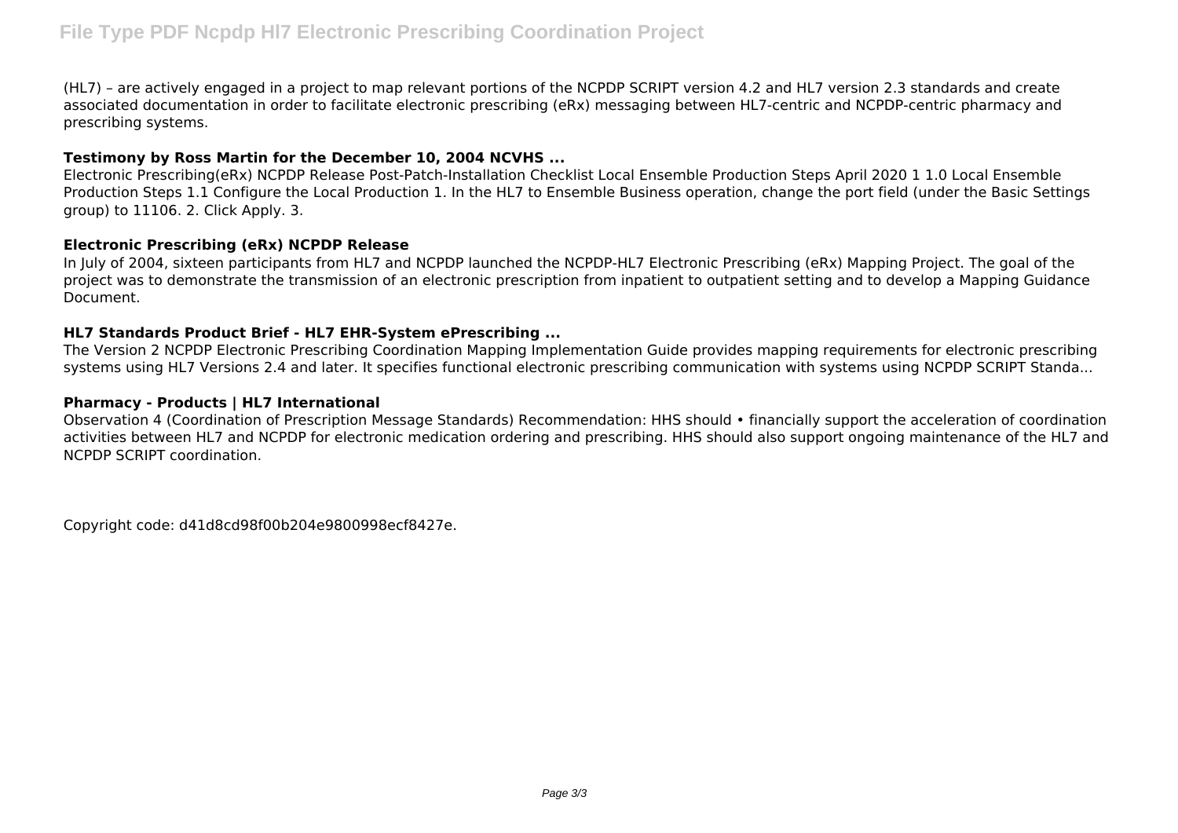(HL7) – are actively engaged in a project to map relevant portions of the NCPDP SCRIPT version 4.2 and HL7 version 2.3 standards and create associated documentation in order to facilitate electronic prescribing (eRx) messaging between HL7-centric and NCPDP-centric pharmacy and prescribing systems.

**Testimony by Ross Martin for the December 10, 2004 NCVHS ...**

Electronic Prescribing(eRx) NCPDP Release Post-Patch-Installation Checklist Local Ensemble Production Steps April 2020 1 1.0 Local Ensemble Production Steps 1.1 Configure the Local Production 1. In the HL7 to Ensemble Business operation, change the port field (under the Basic Settings group) to 11106. 2. Click Apply. 3.

**Electronic Prescribing (eRx) NCPDP Release**

In July of 2004, sixteen participants from HL7 and NCPDP launched the NCPDP-HL7 Electronic Prescribing (eRx) Mapping Project. The goal of the project was to demonstrate the transmission of an electronic prescription from inpatient to outpatient setting and to develop a Mapping Guidance Document.

**HL7 Standards Product Brief - HL7 EHR-System ePrescribing ...**

The Version 2 NCPDP Electronic Prescribing Coordination Mapping Implementation Guide provides mapping requirements for electronic prescribing systems using HL7 Versions 2.4 and later. It specifies functional electronic prescribing communication with systems using NCPDP SCRIPT Standa...

**Pharmacy - Products | HL7 International**

Observation 4 (Coordination of Prescription Message Standards) Recommendation: HHS should • financially support the acceleration of coordination activities between HL7 and NCPDP for electronic medication ordering and prescribing. HHS should also support ongoing maintenance of the HL7 and NCPDP SCRIPT coordination.

Copyright code: d41d8cd98f00b204e9800998ecf8427e.